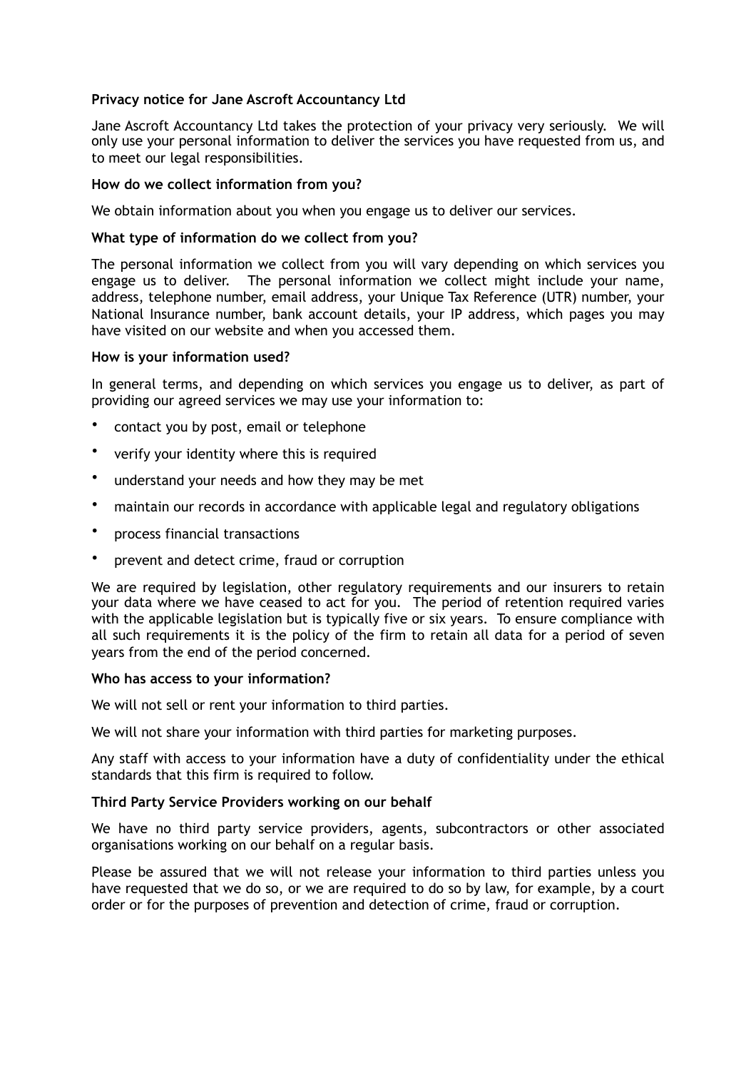## Privacy notice for Jane Ascroft Accountancy Ltd

Jane Ascroft Accountancy Ltd takes the protection of your privacy very seriously. We will only use your personal information to deliver the services you have requested from us, and to meet our legal responsibilities.

### How do we collect information from you?

We obtain information about you when you engage us to deliver our services.

### What type of information do we collect from you?

The personal information we collect from you will vary depending on which services you engage us to deliver. The personal information we collect might include your name, address, telephone number, email address, your Unique Tax Reference (UTR) number, your National Insurance number, bank account details, your IP address, which pages you may have visited on our website and when you accessed them.

### How is your information used?

In general terms, and depending on which services you engage us to deliver, as part of providing our agreed services we may use your information to:

- contact you by post, email or telephone
- verify your identity where this is required
- understand your needs and how they may be met
- maintain our records in accordance with applicable legal and regulatory obligations
- process financial transactions
- prevent and detect crime, fraud or corruption

We are required by legislation, other regulatory requirements and our insurers to retain your data where we have ceased to act for you. The period of retention required varies with the applicable legislation but is typically five or six years. To ensure compliance with all such requirements it is the policy of the firm to retain all data for a period of seven years from the end of the period concerned.

### Who has access to your information?

We will not sell or rent your information to third parties.

We will not share your information with third parties for marketing purposes.

Any staff with access to your information have a duty of confidentiality under the ethical standards that this firm is required to follow.

### Third Party Service Providers working on our behalf

We have no third party service providers, agents, subcontractors or other associated organisations working on our behalf on a regular basis.

Please be assured that we will not release your information to third parties unless you have requested that we do so, or we are required to do so by law, for example, by a court order or for the purposes of prevention and detection of crime, fraud or corruption.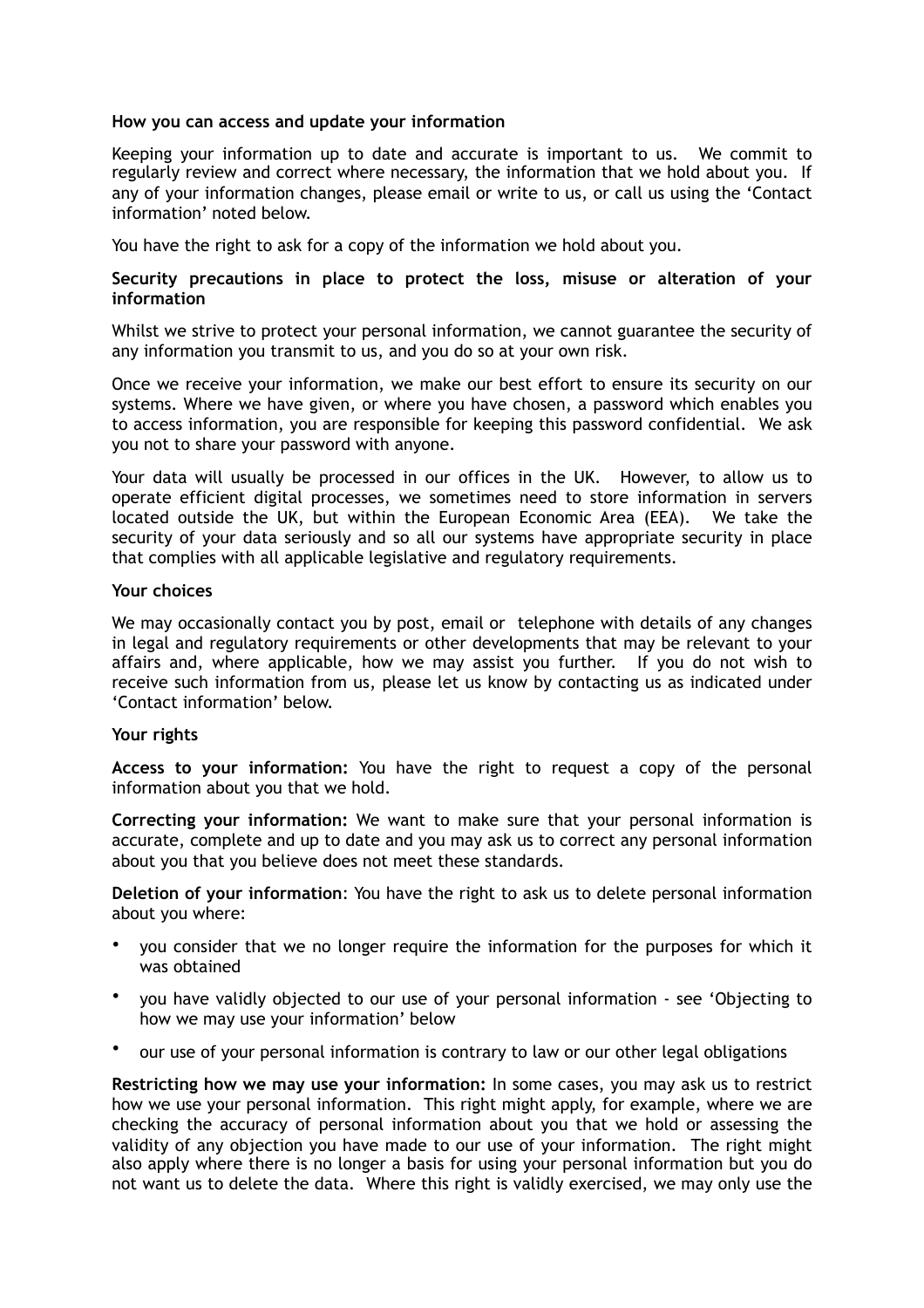**How you can access and update your information**

Keeping your information up to date and accurate is important to us. We commit to regularly review and correct where necessary, the information that we hold about you. If any of your information changes, please email or write to us, or call us using the 'Contact information' noted below.

You have the right to ask for a copy of the information we hold about you.

**Security precautions in place to protect the loss, misuse or alteration of your information**

Whilst we strive to protect your personal information, we cannot guarantee the security of any information you transmit to us, and you do so at your own risk.

Once we receive your information, we make our best effort to ensure its security on our systems. Where we have given, or where you have chosen, a password which enables you to access information, you are responsible for keeping this password confidential. We ask you not to share your password with anyone.

Your data will usually be processed in our offices in the UK. However, to allow us to operate efficient digital processes, we sometimes need to store information in servers located outside the UK, but within the European Economic Area (EEA). We take the security of your data seriously and so all our systems have appropriate security in place that complies with all applicable legislative and regulatory requirements.

**Your choices**

We may occasionally contact you by post, email or telephone with details of any changes in legal and regulatory requirements or other developments that may be relevant to your affairs and, where applicable, how we may assist you further. If you do not wish to receive such information from us, please let us know by contacting us as indicated under 'Contact information' below.

**Your rights**

**Access to your information:** You have the right to request a copy of the personal information about you that we hold.

**Correcting your information:** We want to make sure that your personal information is accurate, complete and up to date and you may ask us to correct any personal information about you that you believe does not meet these standards.

**Deletion of your information**: You have the right to ask us to delete personal information about you where:

- you consider that we no longer require the information for the purposes for which it was obtained
- you have validly objected to our use of your personal information - see 'Objecting to how we may use your information' below
- our use of your personal information is contrary to law or our other legal obligations

**Restricting how we may use your information:** In some cases, you may ask us to restrict how we use your personal information. This right might apply, for example, where we are checking the accuracy of personal information about you that we hold or assessing the validity of any objection you have made to our use of your information. The right might also apply where there is no longer a basis for using your personal information but you do not want us to delete the data. Where this right is validly exercised, we may only use the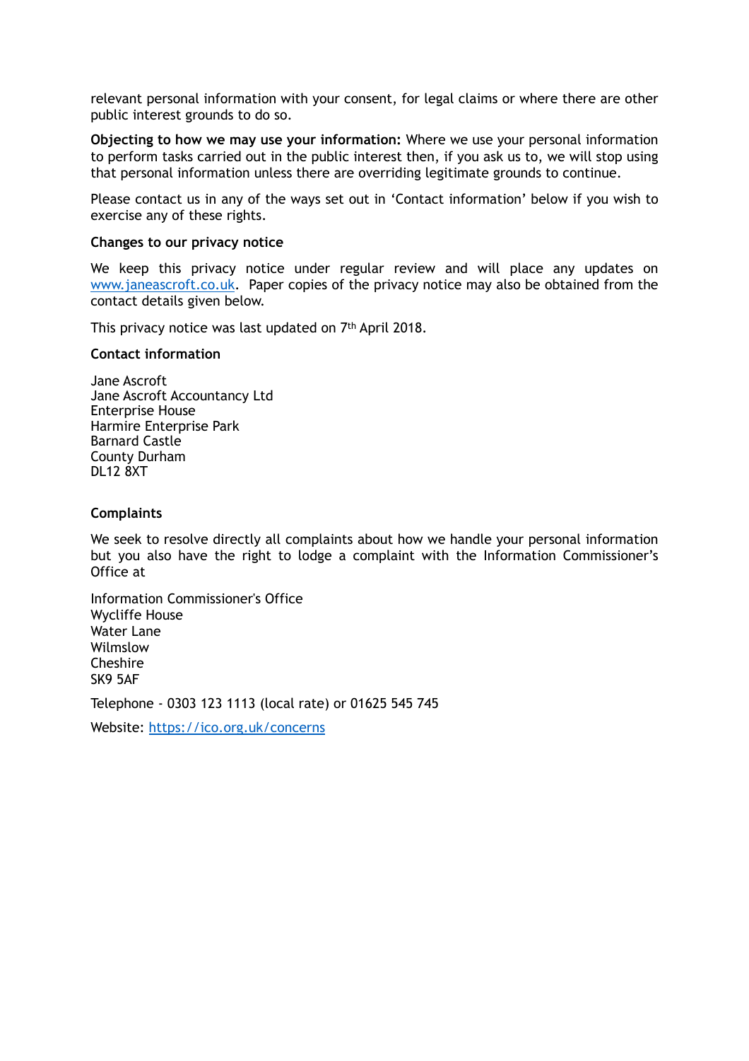relevant personal information with your consent, for legal claims or where there are other public interest grounds to do so.

**Objecting to how we may use your information:** Where we use your personal information to perform tasks carried out in the public interest then, if you ask us to, we will stop using that personal information unless there are overriding legitimate grounds to continue.

Please contact us in any of the ways set out in 'Contact information' below if you wish to exercise any of these rights.

**Changes to our privacy notice**

We keep this privacy notice under regular review and will place any updates on [www.janeascroft.co.uk](http://www.janeascroft.co.uk). Paper copies of the privacy notice may also be obtained from the contact details given below.

This privacy notice was last updated on 7th April 2018.

**Contact information**

Jane Ascroft  
Jane Ascroft Accountancy Ltd  
Enterprise House  
Harmire Enterprise Park  
Barnard Castle  
County Durham  
DL12 8XT

**Complaints**

We seek to resolve directly all complaints about how we handle your personal information but you also have the right to lodge a complaint with the Information Commissioner's Office at

Information Commissioner's Office  
Wycliffe House  
Water Lane  
Wilmslow  
Cheshire  
SK9 5AF

Telephone - 0303 123 1113 (local rate) or 01625 545 745

Website: [https://ico.org.uk/concerns](https://ico.org.uk/concerns)